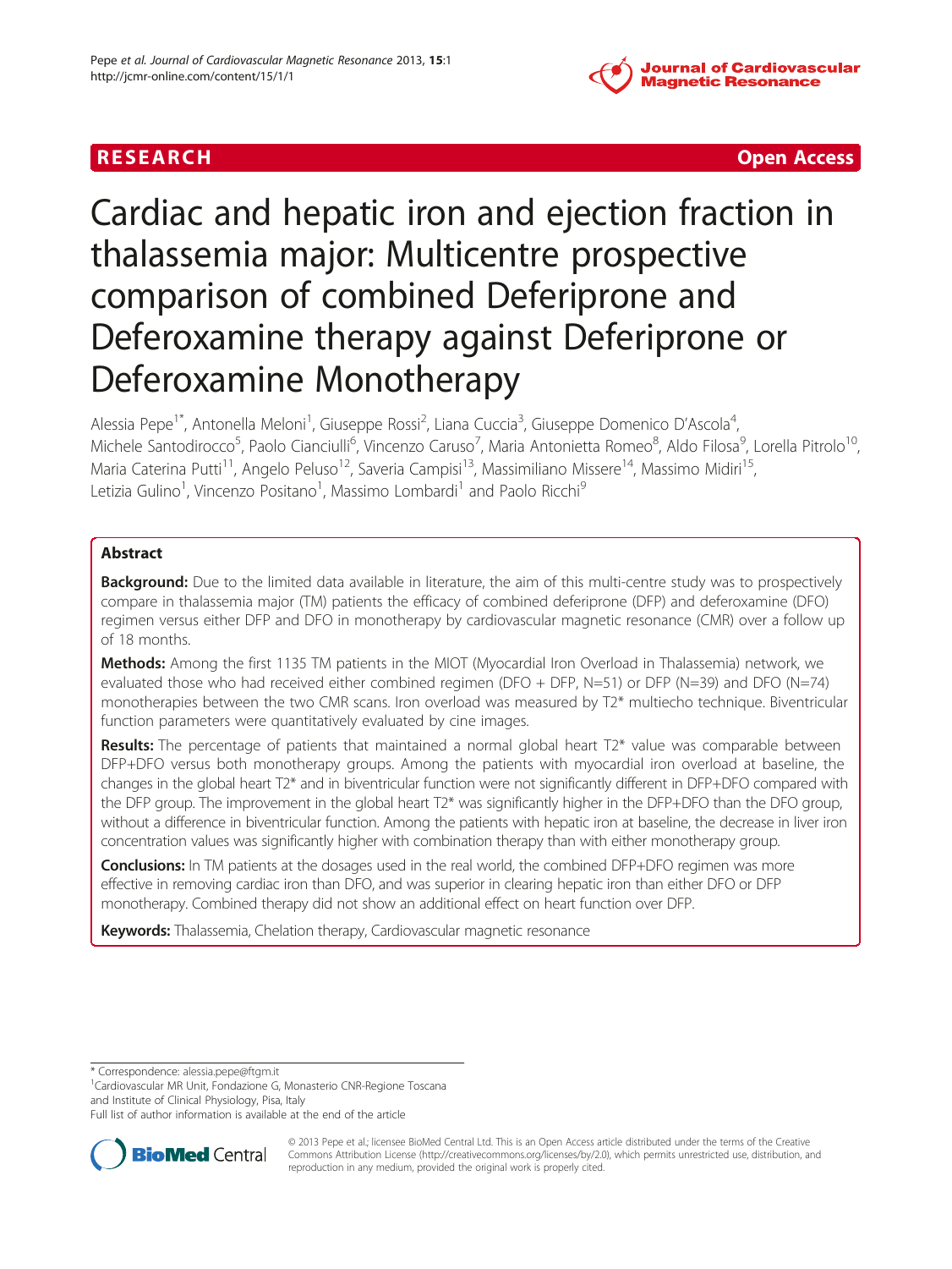RESEARCH Open Access

# Cardiac and hepatic iron and ejection fraction in thalassemia major: Multicentre prospective comparison of combined Deferiprone and Deferoxamine therapy against Deferiprone or Deferoxamine Monotherapy

Alessia Pepe[1*], Antonella Meloni[1], Giuseppe Rossi[2], Liana Cuccia[3], Giuseppe Domenico D'Ascola[4], Michele Santodirocco[5], Paolo Cianciulli[6], Vincenzo Caruso[7], Maria Antonietta Romeo[8], Aldo Filosa[9], Lorella Pitrolo[10], Maria Caterina Putti[11], Angelo Peluso[12], Saveria Campisi[13], Massimiliano Missere[14], Massimo Midiri[15], Letizia Gulino[1], Vincenzo Positano[1], Massimo Lombardi[1] and Paolo Ricchi[9]

## Abstract

**Background:** Due to the limited data available in literature, the aim of this multi-centre study was to prospectively compare in thalassemia major (TM) patients the efficacy of combined deferiprone (DFP) and deferoxamine (DFO) regimen versus either DFP and DFO in monotherapy by cardiovascular magnetic resonance (CMR) over a follow up of 18 months.

**Methods:** Among the first 1135 TM patients in the MIOT (Myocardial Iron Overload in Thalassemia) network, we evaluated those who had received either combined regimen (DFO + DFP, N=51) or DFP (N=39) and DFO (N=74) monotherapies between the two CMR scans. Iron overload was measured by T2* multiecho technique. Biventricular function parameters were quantitatively evaluated by cine images.

**Results:** The percentage of patients that maintained a normal global heart T2* value was comparable between DFP+DFO versus both monotherapy groups. Among the patients with myocardial iron overload at baseline, the changes in the global heart T2* and in biventricular function were not significantly different in DFP+DFO compared with the DFP group. The improvement in the global heart T2* was significantly higher in the DFP+DFO than the DFO group, without a difference in biventricular function. Among the patients with hepatic iron at baseline, the decrease in liver iron concentration values was significantly higher with combination therapy than with either monotherapy group.

**Conclusions:** In TM patients at the dosages used in the real world, the combined DFP+DFO regimen was more effective in removing cardiac iron than DFO, and was superior in clearing hepatic iron than either DFO or DFP monotherapy. Combined therapy did not show an additional effect on heart function over DFP.

**Keywords:** Thalassemia, Chelation therapy, Cardiovascular magnetic resonance

---

\* Correspondence: alessia.pepe@ftgm.it

[1]Cardiovascular MR Unit, Fondazione G, Monasterio CNR-Regione Toscana and Institute of Clinical Physiology, Pisa, Italy

Full list of author information is available at the end of the article

© 2013 Pepe et al.; licensee BioMed Central Ltd. This is an Open Access article distributed under the terms of the Creative Commons Attribution License (http://creativecommons.org/licenses/by/2.0), which permits unrestricted use, distribution, and reproduction in any medium, provided the original work is properly cited.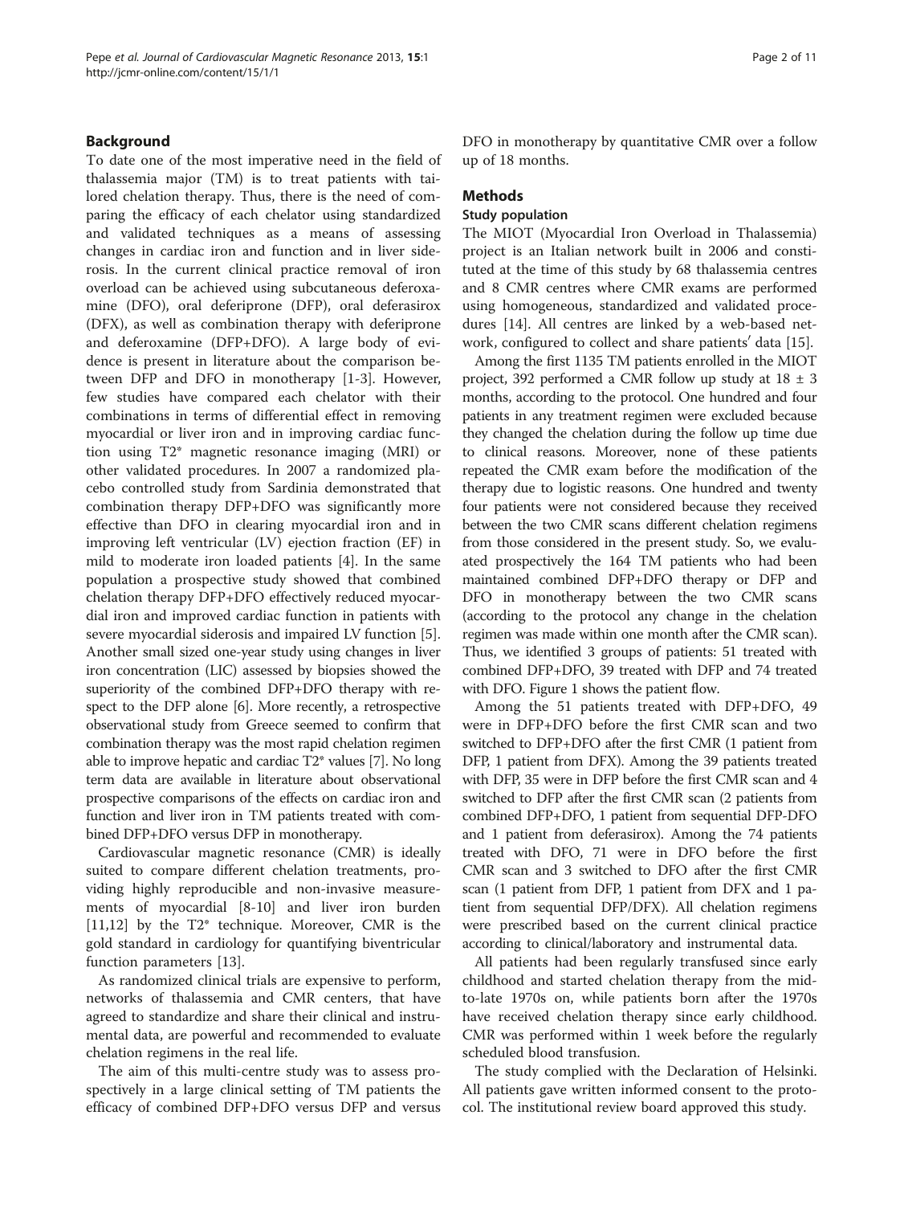## Background

To date one of the most imperative need in the field of thalassemia major (TM) is to treat patients with tailored chelation therapy. Thus, there is the need of comparing the efficacy of each chelator using standardized and validated techniques as a means of assessing changes in cardiac iron and function and in liver siderosis. In the current clinical practice removal of iron overload can be achieved using subcutaneous deferoxamine (DFO), oral deferiprone (DFP), oral deferasirox (DFX), as well as combination therapy with deferiprone and deferoxamine (DFP+DFO). A large body of evidence is present in literature about the comparison between DFP and DFO in monotherapy [1-3]. However, few studies have compared each chelator with their combinations in terms of differential effect in removing myocardial or liver iron and in improving cardiac function using T2* magnetic resonance imaging (MRI) or other validated procedures. In 2007 a randomized placebo controlled study from Sardinia demonstrated that combination therapy DFP+DFO was significantly more effective than DFO in clearing myocardial iron and in improving left ventricular (LV) ejection fraction (EF) in mild to moderate iron loaded patients [4]. In the same population a prospective study showed that combined chelation therapy DFP+DFO effectively reduced myocardial iron and improved cardiac function in patients with severe myocardial siderosis and impaired LV function [5]. Another small sized one-year study using changes in liver iron concentration (LIC) assessed by biopsies showed the superiority of the combined DFP+DFO therapy with respect to the DFP alone [6]. More recently, a retrospective observational study from Greece seemed to confirm that combination therapy was the most rapid chelation regimen able to improve hepatic and cardiac T2* values [7]. No long term data are available in literature about observational prospective comparisons of the effects on cardiac iron and function and liver iron in TM patients treated with combined DFP+DFO versus DFP in monotherapy.

Cardiovascular magnetic resonance (CMR) is ideally suited to compare different chelation treatments, providing highly reproducible and non-invasive measurements of myocardial [8-10] and liver iron burden [11,12] by the T2* technique. Moreover, CMR is the gold standard in cardiology for quantifying biventricular function parameters [13].

As randomized clinical trials are expensive to perform, networks of thalassemia and CMR centers, that have agreed to standardize and share their clinical and instrumental data, are powerful and recommended to evaluate chelation regimens in the real life.

The aim of this multi-centre study was to assess prospectively in a large clinical setting of TM patients the efficacy of combined DFP+DFO versus DFP and versus DFO in monotherapy by quantitative CMR over a follow up of 18 months.

## Methods

### Study population

The MIOT (Myocardial Iron Overload in Thalassemia) project is an Italian network built in 2006 and constituted at the time of this study by 68 thalassemia centres and 8 CMR centres where CMR exams are performed using homogeneous, standardized and validated procedures [14]. All centres are linked by a web-based network, configured to collect and share patients′ data [15].

Among the first 1135 TM patients enrolled in the MIOT project, 392 performed a CMR follow up study at 18 ± 3 months, according to the protocol. One hundred and four patients in any treatment regimen were excluded because they changed the chelation during the follow up time due to clinical reasons. Moreover, none of these patients repeated the CMR exam before the modification of the therapy due to logistic reasons. One hundred and twenty four patients were not considered because they received between the two CMR scans different chelation regimens from those considered in the present study. So, we evaluated prospectively the 164 TM patients who had been maintained combined DFP+DFO therapy or DFP and DFO in monotherapy between the two CMR scans (according to the protocol any change in the chelation regimen was made within one month after the CMR scan). Thus, we identified 3 groups of patients: 51 treated with combined DFP+DFO, 39 treated with DFP and 74 treated with DFO. Figure 1 shows the patient flow.

Among the 51 patients treated with DFP+DFO, 49 were in DFP+DFO before the first CMR scan and two switched to DFP+DFO after the first CMR (1 patient from DFP, 1 patient from DFX). Among the 39 patients treated with DFP, 35 were in DFP before the first CMR scan and 4 switched to DFP after the first CMR scan (2 patients from combined DFP+DFO, 1 patient from sequential DFP-DFO and 1 patient from deferasirox). Among the 74 patients treated with DFO, 71 were in DFO before the first CMR scan and 3 switched to DFO after the first CMR scan (1 patient from DFP, 1 patient from DFX and 1 patient from sequential DFP/DFX). All chelation regimens were prescribed based on the current clinical practice according to clinical/laboratory and instrumental data.

All patients had been regularly transfused since early childhood and started chelation therapy from the mid-to-late 1970s on, while patients born after the 1970s have received chelation therapy since early childhood. CMR was performed within 1 week before the regularly scheduled blood transfusion.

The study complied with the Declaration of Helsinki. All patients gave written informed consent to the protocol. The institutional review board approved this study.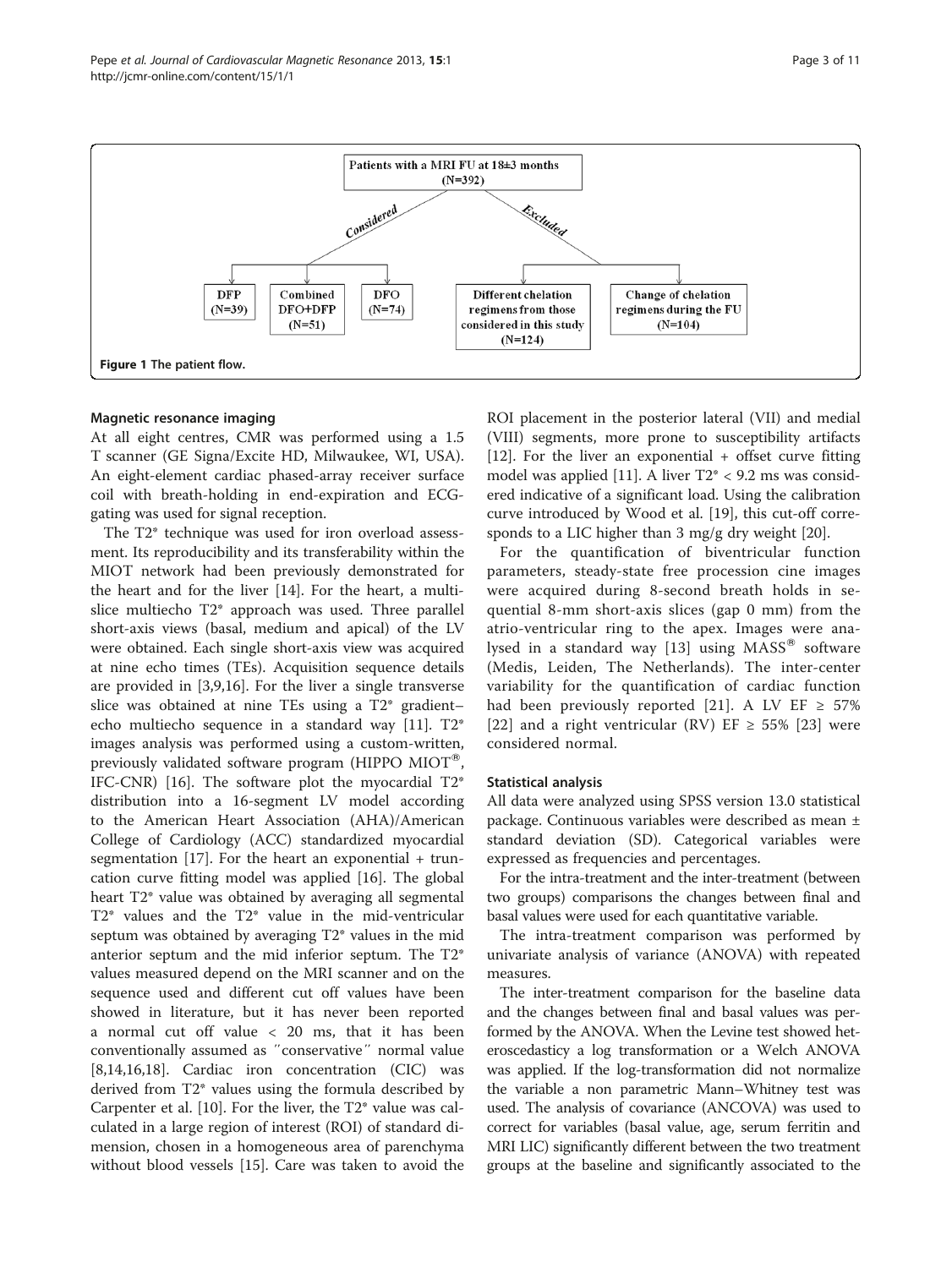Patients with a MRI FU at 18±3 months (N=392)

Considered:
- DFP (N=39)
- Combined DFO+DFP (N=51)
- DFO (N=74)

Excluded:
- Different chelation regimens from those considered in this study (N=124)
- Change of chelation regimens during the FU (N=104)

**Figure 1** The patient flow.

### Magnetic resonance imaging

At all eight centres, CMR was performed using a 1.5 T scanner (GE Signa/Excite HD, Milwaukee, WI, USA). An eight-element cardiac phased-array receiver surface coil with breath-holding in end-expiration and ECG-gating was used for signal reception.

The T2* technique was used for iron overload assessment. Its reproducibility and its transferability within the MIOT network had been previously demonstrated for the heart and for the liver [14]. For the heart, a multislice multiecho T2* approach was used. Three parallel short-axis views (basal, medium and apical) of the LV were obtained. Each single short-axis view was acquired at nine echo times (TEs). Acquisition sequence details are provided in [3,9,16]. For the liver a single transverse slice was obtained at nine TEs using a T2* gradient–echo multiecho sequence in a standard way [11]. T2* images analysis was performed using a custom-written, previously validated software program (HIPPO MIOT®, IFC-CNR) [16]. The software plot the myocardial T2* distribution into a 16-segment LV model according to the American Heart Association (AHA)/American College of Cardiology (ACC) standardized myocardial segmentation [17]. For the heart an exponential + truncation curve fitting model was applied [16]. The global heart T2* value was obtained by averaging all segmental T2* values and the T2* value in the mid-ventricular septum was obtained by averaging T2* values in the mid anterior septum and the mid inferior septum. The T2* values measured depend on the MRI scanner and on the sequence used and different cut off values have been showed in literature, but it has never been reported a normal cut off value < 20 ms, that it has been conventionally assumed as ″conservative″ normal value [8,14,16,18]. Cardiac iron concentration (CIC) was derived from T2* values using the formula described by Carpenter et al. [10]. For the liver, the T2* value was calculated in a large region of interest (ROI) of standard dimension, chosen in a homogeneous area of parenchyma without blood vessels [15]. Care was taken to avoid the ROI placement in the posterior lateral (VII) and medial (VIII) segments, more prone to susceptibility artifacts [12]. For the liver an exponential + offset curve fitting model was applied [11]. A liver T2* < 9.2 ms was considered indicative of a significant load. Using the calibration curve introduced by Wood et al. [19], this cut-off corresponds to a LIC higher than 3 mg/g dry weight [20].

For the quantification of biventricular function parameters, steady-state free procession cine images were acquired during 8-second breath holds in sequential 8-mm short-axis slices (gap 0 mm) from the atrio-ventricular ring to the apex. Images were analysed in a standard way [13] using MASS® software (Medis, Leiden, The Netherlands). The inter-center variability for the quantification of cardiac function had been previously reported [21]. A LV EF ≥ 57% [22] and a right ventricular (RV) EF ≥ 55% [23] were considered normal.

### Statistical analysis

All data were analyzed using SPSS version 13.0 statistical package. Continuous variables were described as mean ± standard deviation (SD). Categorical variables were expressed as frequencies and percentages.

For the intra-treatment and the inter-treatment (between two groups) comparisons the changes between final and basal values were used for each quantitative variable.

The intra-treatment comparison was performed by univariate analysis of variance (ANOVA) with repeated measures.

The inter-treatment comparison for the baseline data and the changes between final and basal values was performed by the ANOVA. When the Levine test showed heteroscedasticy a log transformation or a Welch ANOVA was applied. If the log-transformation did not normalize the variable a non parametric Mann–Whitney test was used. The analysis of covariance (ANCOVA) was used to correct for variables (basal value, age, serum ferritin and MRI LIC) significantly different between the two treatment groups at the baseline and significantly associated to the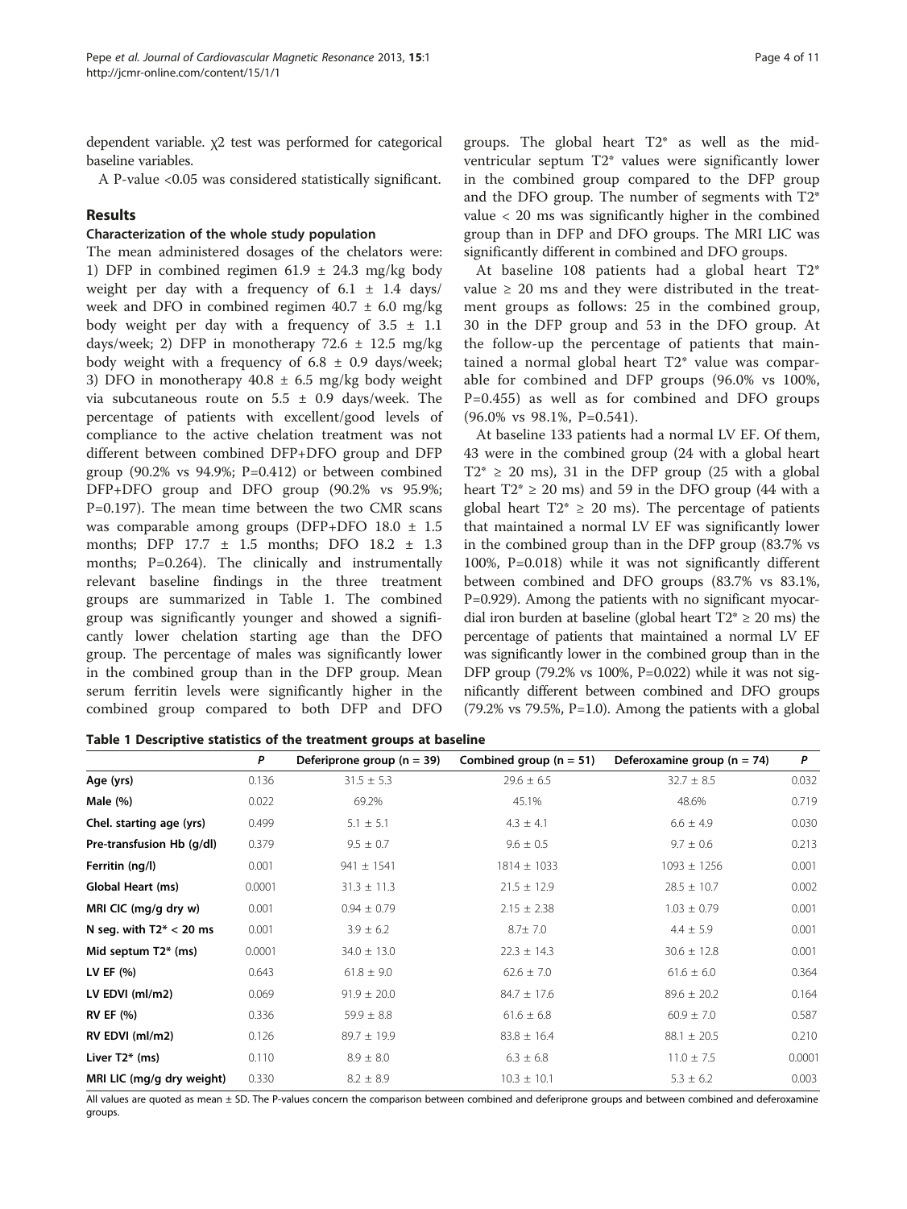dependent variable. χ2 test was performed for categorical baseline variables.

A P-value <0.05 was considered statistically significant.

## Results

### Characterization of the whole study population

The mean administered dosages of the chelators were: 1) DFP in combined regimen 61.9 ± 24.3 mg/kg body weight per day with a frequency of 6.1 ± 1.4 days/week and DFO in combined regimen 40.7 ± 6.0 mg/kg body weight per day with a frequency of 3.5 ± 1.1 days/week; 2) DFP in monotherapy 72.6 ± 12.5 mg/kg body weight with a frequency of 6.8 ± 0.9 days/week; 3) DFO in monotherapy 40.8 ± 6.5 mg/kg body weight via subcutaneous route on 5.5 ± 0.9 days/week. The percentage of patients with excellent/good levels of compliance to the active chelation treatment was not different between combined DFP+DFO group and DFP group (90.2% vs 94.9%; P=0.412) or between combined DFP+DFO group and DFO group (90.2% vs 95.9%; P=0.197). The mean time between the two CMR scans was comparable among groups (DFP+DFO 18.0 ± 1.5 months; DFP 17.7 ± 1.5 months; DFO 18.2 ± 1.3 months; P=0.264). The clinically and instrumentally relevant baseline findings in the three treatment groups are summarized in Table 1. The combined group was significantly younger and showed a significantly lower chelation starting age than the DFO group. The percentage of males was significantly lower in the combined group than in the DFP group. Mean serum ferritin levels were significantly higher in the combined group compared to both DFP and DFO groups. The global heart T2* as well as the mid-ventricular septum T2* values were significantly lower in the combined group compared to the DFP group and the DFO group. The number of segments with T2* value < 20 ms was significantly higher in the combined group than in DFP and DFO groups. The MRI LIC was significantly different in combined and DFO groups.

At baseline 108 patients had a global heart T2* value ≥ 20 ms and they were distributed in the treatment groups as follows: 25 in the combined group, 30 in the DFP group and 53 in the DFO group. At the follow-up the percentage of patients that maintained a normal global heart T2* value was comparable for combined and DFP groups (96.0% vs 100%, P=0.455) as well as for combined and DFO groups (96.0% vs 98.1%, P=0.541).

At baseline 133 patients had a normal LV EF. Of them, 43 were in the combined group (24 with a global heart T2* ≥ 20 ms), 31 in the DFP group (25 with a global heart T2* ≥ 20 ms) and 59 in the DFO group (44 with a global heart T2* ≥ 20 ms). The percentage of patients that maintained a normal LV EF was significantly lower in the combined group than in the DFP group (83.7% vs 100%, P=0.018) while it was not significantly different between combined and DFO groups (83.7% vs 83.1%, P=0.929). Among the patients with no significant myocardial iron burden at baseline (global heart T2* ≥ 20 ms) the percentage of patients that maintained a normal LV EF was significantly lower in the combined group than in the DFP group (79.2% vs 100%, P=0.022) while it was not significantly different between combined and DFO groups (79.2% vs 79.5%, P=1.0). Among the patients with a global

**Table 1 Descriptive statistics of the treatment groups at baseline**

| | P | Deferiprone group (n = 39) | Combined group (n = 51) | Deferoxamine group (n = 74) | P |
|---|---|---|---|---|---|
| **Age (yrs)** | 0.136 | 31.5 ± 5.3 | 29.6 ± 6.5 | 32.7 ± 8.5 | 0.032 |
| **Male (%)** | 0.022 | 69.2% | 45.1% | 48.6% | 0.719 |
| **Chel. starting age (yrs)** | 0.499 | 5.1 ± 5.1 | 4.3 ± 4.1 | 6.6 ± 4.9 | 0.030 |
| **Pre-transfusion Hb (g/dl)** | 0.379 | 9.5 ± 0.7 | 9.6 ± 0.5 | 9.7 ± 0.6 | 0.213 |
| **Ferritin (ng/l)** | 0.001 | 941 ± 1541 | 1814 ± 1033 | 1093 ± 1256 | 0.001 |
| **Global Heart (ms)** | 0.0001 | 31.3 ± 11.3 | 21.5 ± 12.9 | 28.5 ± 10.7 | 0.002 |
| **MRI CIC (mg/g dry w)** | 0.001 | 0.94 ± 0.79 | 2.15 ± 2.38 | 1.03 ± 0.79 | 0.001 |
| **N seg. with T2* < 20 ms** | 0.001 | 3.9 ± 6.2 | 8.7± 7.0 | 4.4 ± 5.9 | 0.001 |
| **Mid septum T2* (ms)** | 0.0001 | 34.0 ± 13.0 | 22.3 ± 14.3 | 30.6 ± 12.8 | 0.001 |
| **LV EF (%)** | 0.643 | 61.8 ± 9.0 | 62.6 ± 7.0 | 61.6 ± 6.0 | 0.364 |
| **LV EDVI (ml/m2)** | 0.069 | 91.9 ± 20.0 | 84.7 ± 17.6 | 89.6 ± 20.2 | 0.164 |
| **RV EF (%)** | 0.336 | 59.9 ± 8.8 | 61.6 ± 6.8 | 60.9 ± 7.0 | 0.587 |
| **RV EDVI (ml/m2)** | 0.126 | 89.7 ± 19.9 | 83.8 ± 16.4 | 88.1 ± 20.5 | 0.210 |
| **Liver T2* (ms)** | 0.110 | 8.9 ± 8.0 | 6.3 ± 6.8 | 11.0 ± 7.5 | 0.0001 |
| **MRI LIC (mg/g dry weight)** | 0.330 | 8.2 ± 8.9 | 10.3 ± 10.1 | 5.3 ± 6.2 | 0.003 |

All values are quoted as mean ± SD. The P-values concern the comparison between combined and deferiprone groups and between combined and deferoxamine groups.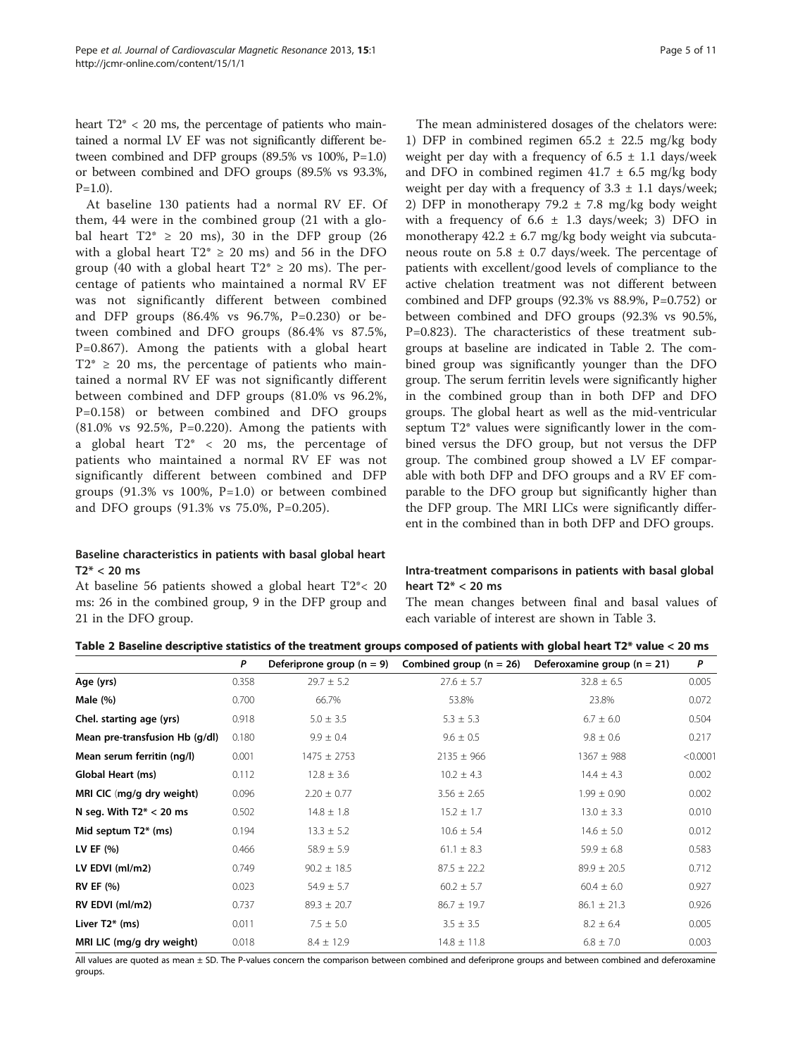heart T2* < 20 ms, the percentage of patients who maintained a normal LV EF was not significantly different between combined and DFP groups (89.5% vs 100%, P=1.0) or between combined and DFO groups (89.5% vs 93.3%, P=1.0).

At baseline 130 patients had a normal RV EF. Of them, 44 were in the combined group (21 with a global heart T2* ≥ 20 ms), 30 in the DFP group (26 with a global heart T2* ≥ 20 ms) and 56 in the DFO group (40 with a global heart T2* ≥ 20 ms). The percentage of patients who maintained a normal RV EF was not significantly different between combined and DFP groups (86.4% vs 96.7%, P=0.230) or between combined and DFO groups (86.4% vs 87.5%, P=0.867). Among the patients with a global heart T2* ≥ 20 ms, the percentage of patients who maintained a normal RV EF was not significantly different between combined and DFP groups (81.0% vs 96.2%, P=0.158) or between combined and DFO groups (81.0% vs 92.5%, P=0.220). Among the patients with a global heart T2* < 20 ms, the percentage of patients who maintained a normal RV EF was not significantly different between combined and DFP groups (91.3% vs 100%, P=1.0) or between combined and DFO groups (91.3% vs 75.0%, P=0.205).

### Baseline characteristics in patients with basal global heart T2* < 20 ms

At baseline 56 patients showed a global heart T2*< 20 ms: 26 in the combined group, 9 in the DFP group and 21 in the DFO group.

The mean administered dosages of the chelators were: 1) DFP in combined regimen 65.2 ± 22.5 mg/kg body weight per day with a frequency of 6.5 ± 1.1 days/week and DFO in combined regimen 41.7 ± 6.5 mg/kg body weight per day with a frequency of 3.3 ± 1.1 days/week; 2) DFP in monotherapy 79.2 ± 7.8 mg/kg body weight with a frequency of 6.6 ± 1.3 days/week; 3) DFO in monotherapy 42.2 ± 6.7 mg/kg body weight via subcutaneous route on 5.8 ± 0.7 days/week. The percentage of patients with excellent/good levels of compliance to the active chelation treatment was not different between combined and DFP groups (92.3% vs 88.9%, P=0.752) or between combined and DFO groups (92.3% vs 90.5%, P=0.823). The characteristics of these treatment subgroups at baseline are indicated in Table 2. The combined group was significantly younger than the DFO group. The serum ferritin levels were significantly higher in the combined group than in both DFP and DFO groups. The global heart as well as the mid-ventricular septum T2* values were significantly lower in the combined versus the DFO group, but not versus the DFP group. The combined group showed a LV EF comparable with both DFP and DFO groups and a RV EF comparable to the DFO group but significantly higher than the DFP group. The MRI LICs were significantly different in the combined than in both DFP and DFO groups.

### Intra-treatment comparisons in patients with basal global heart T2* < 20 ms

The mean changes between final and basal values of each variable of interest are shown in Table 3.

**Table 2 Baseline descriptive statistics of the treatment groups composed of patients with global heart T2* value < 20 ms**

| | P | Deferiprone group (n = 9) | Combined group (n = 26) | Deferoxamine group (n = 21) | P |
|---|---|---|---|---|---|
| **Age (yrs)** | 0.358 | 29.7 ± 5.2 | 27.6 ± 5.7 | 32.8 ± 6.5 | 0.005 |
| **Male (%)** | 0.700 | 66.7% | 53.8% | 23.8% | 0.072 |
| **Chel. starting age (yrs)** | 0.918 | 5.0 ± 3.5 | 5.3 ± 5.3 | 6.7 ± 6.0 | 0.504 |
| **Mean pre-transfusion Hb (g/dl)** | 0.180 | 9.9 ± 0.4 | 9.6 ± 0.5 | 9.8 ± 0.6 | 0.217 |
| **Mean serum ferritin (ng/l)** | 0.001 | 1475 ± 2753 | 2135 ± 966 | 1367 ± 988 | <0.0001 |
| **Global Heart (ms)** | 0.112 | 12.8 ± 3.6 | 10.2 ± 4.3 | 14.4 ± 4.3 | 0.002 |
| **MRI CIC (mg/g dry weight)** | 0.096 | 2.20 ± 0.77 | 3.56 ± 2.65 | 1.99 ± 0.90 | 0.002 |
| **N seg. With T2* < 20 ms** | 0.502 | 14.8 ± 1.8 | 15.2 ± 1.7 | 13.0 ± 3.3 | 0.010 |
| **Mid septum T2* (ms)** | 0.194 | 13.3 ± 5.2 | 10.6 ± 5.4 | 14.6 ± 5.0 | 0.012 |
| **LV EF (%)** | 0.466 | 58.9 ± 5.9 | 61.1 ± 8.3 | 59.9 ± 6.8 | 0.583 |
| **LV EDVI (ml/m2)** | 0.749 | 90.2 ± 18.5 | 87.5 ± 22.2 | 89.9 ± 20.5 | 0.712 |
| **RV EF (%)** | 0.023 | 54.9 ± 5.7 | 60.2 ± 5.7 | 60.4 ± 6.0 | 0.927 |
| **RV EDVI (ml/m2)** | 0.737 | 89.3 ± 20.7 | 86.7 ± 19.7 | 86.1 ± 21.3 | 0.926 |
| **Liver T2* (ms)** | 0.011 | 7.5 ± 5.0 | 3.5 ± 3.5 | 8.2 ± 6.4 | 0.005 |
| **MRI LIC (mg/g dry weight)** | 0.018 | 8.4 ± 12.9 | 14.8 ± 11.8 | 6.8 ± 7.0 | 0.003 |

All values are quoted as mean ± SD. The P-values concern the comparison between combined and deferiprone groups and between combined and deferoxamine groups.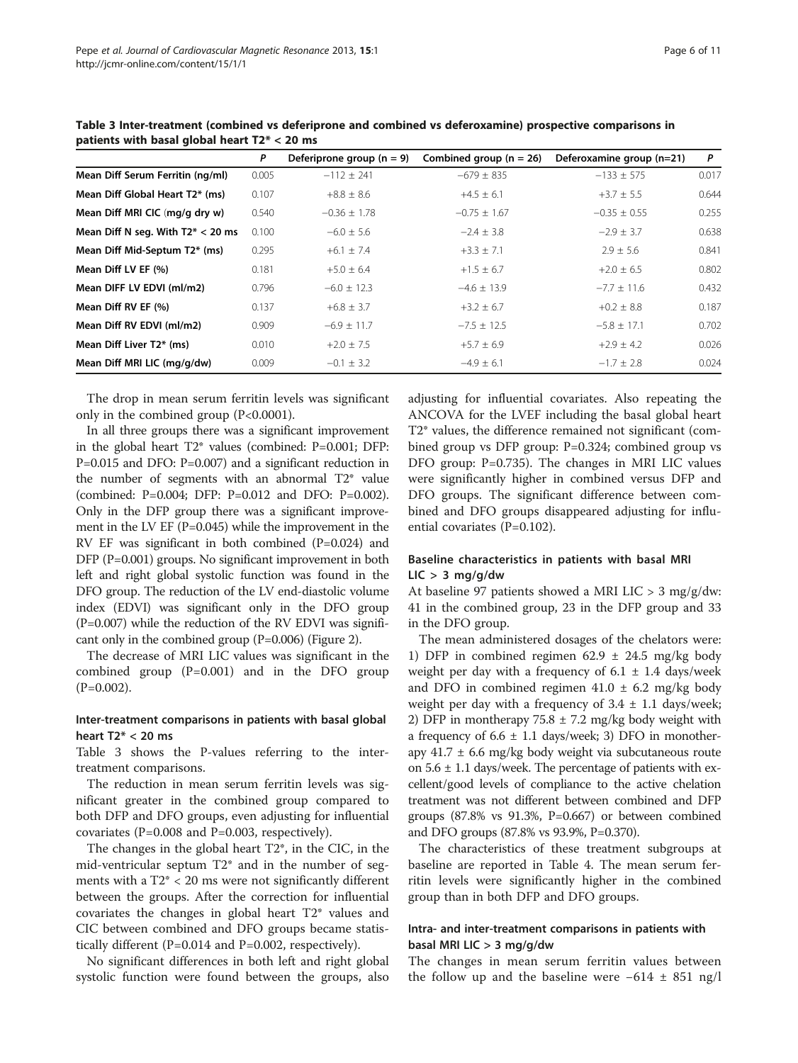**Table 3 Inter-treatment (combined vs deferiprone and combined vs deferoxamine) prospective comparisons in patients with basal global heart T2* < 20 ms**

| | P | Deferiprone group (n = 9) | Combined group (n = 26) | Deferoxamine group (n=21) | P |
|---|---|---|---|---|---|
| **Mean Diff Serum Ferritin (ng/ml)** | 0.005 | −112 ± 241 | −679 ± 835 | −133 ± 575 | 0.017 |
| **Mean Diff Global Heart T2* (ms)** | 0.107 | +8.8 ± 8.6 | +4.5 ± 6.1 | +3.7 ± 5.5 | 0.644 |
| **Mean Diff MRI CIC (mg/g dry w)** | 0.540 | −0.36 ± 1.78 | −0.75 ± 1.67 | −0.35 ± 0.55 | 0.255 |
| **Mean Diff N seg. With T2* < 20 ms** | 0.100 | −6.0 ± 5.6 | −2.4 ± 3.8 | −2.9 ± 3.7 | 0.638 |
| **Mean Diff Mid-Septum T2* (ms)** | 0.295 | +6.1 ± 7.4 | +3.3 ± 7.1 | 2.9 ± 5.6 | 0.841 |
| **Mean Diff LV EF (%)** | 0.181 | +5.0 ± 6.4 | +1.5 ± 6.7 | +2.0 ± 6.5 | 0.802 |
| **Mean DIFF LV EDVI (ml/m2)** | 0.796 | −6.0 ± 12.3 | −4.6 ± 13.9 | −7.7 ± 11.6 | 0.432 |
| **Mean Diff RV EF (%)** | 0.137 | +6.8 ± 3.7 | +3.2 ± 6.7 | +0.2 ± 8.8 | 0.187 |
| **Mean Diff RV EDVI (ml/m2)** | 0.909 | −6.9 ± 11.7 | −7.5 ± 12.5 | −5.8 ± 17.1 | 0.702 |
| **Mean Diff Liver T2* (ms)** | 0.010 | +2.0 ± 7.5 | +5.7 ± 6.9 | +2.9 ± 4.2 | 0.026 |
| **Mean Diff MRI LIC (mg/g/dw)** | 0.009 | −0.1 ± 3.2 | −4.9 ± 6.1 | −1.7 ± 2.8 | 0.024 |

The drop in mean serum ferritin levels was significant only in the combined group (P<0.0001).

In all three groups there was a significant improvement in the global heart T2* values (combined: P=0.001; DFP: P=0.015 and DFO: P=0.007) and a significant reduction in the number of segments with an abnormal T2* value (combined: P=0.004; DFP: P=0.012 and DFO: P=0.002). Only in the DFP group there was a significant improvement in the LV EF (P=0.045) while the improvement in the RV EF was significant in both combined (P=0.024) and DFP (P=0.001) groups. No significant improvement in both left and right global systolic function was found in the DFO group. The reduction of the LV end-diastolic volume index (EDVI) was significant only in the DFO group (P=0.007) while the reduction of the RV EDVI was significant only in the combined group (P=0.006) (Figure 2).

The decrease of MRI LIC values was significant in the combined group (P=0.001) and in the DFO group (P=0.002).

### Inter-treatment comparisons in patients with basal global heart T2* < 20 ms

Table 3 shows the P-values referring to the inter-treatment comparisons.

The reduction in mean serum ferritin levels was significant greater in the combined group compared to both DFP and DFO groups, even adjusting for influential covariates (P=0.008 and P=0.003, respectively).

The changes in the global heart T2*, in the CIC, in the mid-ventricular septum T2* and in the number of segments with a T2* < 20 ms were not significantly different between the groups. After the correction for influential covariates the changes in global heart T2* values and CIC between combined and DFO groups became statistically different (P=0.014 and P=0.002, respectively).

No significant differences in both left and right global systolic function were found between the groups, also adjusting for influential covariates. Also repeating the ANCOVA for the LVEF including the basal global heart T2* values, the difference remained not significant (combined group vs DFP group: P=0.324; combined group vs DFO group: P=0.735). The changes in MRI LIC values were significantly higher in combined versus DFP and DFO groups. The significant difference between combined and DFO groups disappeared adjusting for influential covariates (P=0.102).

### Baseline characteristics in patients with basal MRI LIC > 3 mg/g/dw

At baseline 97 patients showed a MRI LIC > 3 mg/g/dw: 41 in the combined group, 23 in the DFP group and 33 in the DFO group.

The mean administered dosages of the chelators were: 1) DFP in combined regimen 62.9 ± 24.5 mg/kg body weight per day with a frequency of 6.1 ± 1.4 days/week and DFO in combined regimen 41.0 ± 6.2 mg/kg body weight per day with a frequency of 3.4 ± 1.1 days/week; 2) DFP in montherapy 75.8 ± 7.2 mg/kg body weight with a frequency of 6.6 ± 1.1 days/week; 3) DFO in monotherapy 41.7 ± 6.6 mg/kg body weight via subcutaneous route on 5.6 ± 1.1 days/week. The percentage of patients with excellent/good levels of compliance to the active chelation treatment was not different between combined and DFP groups (87.8% vs 91.3%, P=0.667) or between combined and DFO groups (87.8% vs 93.9%, P=0.370).

The characteristics of these treatment subgroups at baseline are reported in Table 4. The mean serum ferritin levels were significantly higher in the combined group than in both DFP and DFO groups.

### Intra- and inter-treatment comparisons in patients with basal MRI LIC > 3 mg/g/dw

The changes in mean serum ferritin values between the follow up and the baseline were −614 ± 851 ng/l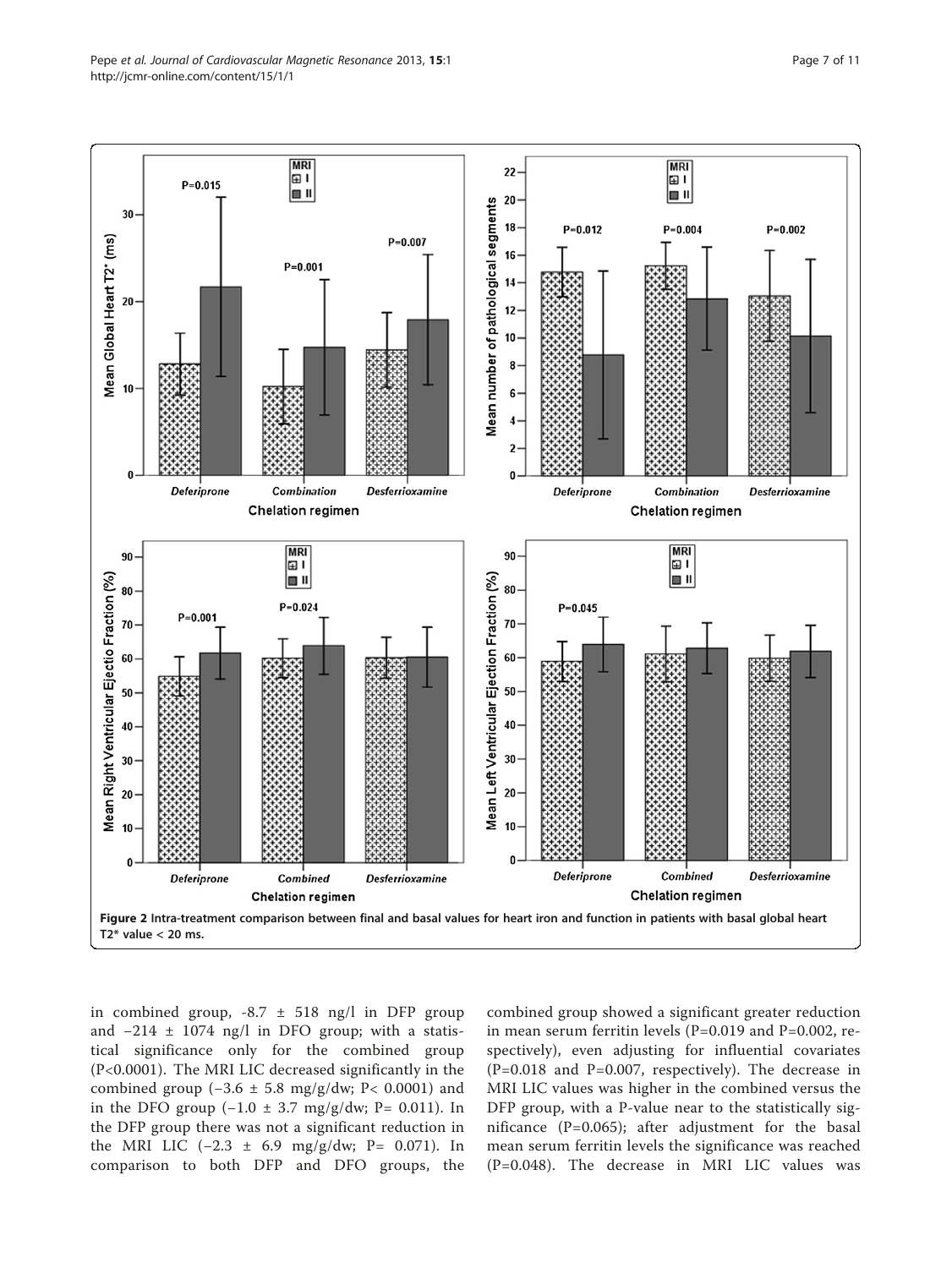Figure 2 Intra-treatment comparison between final and basal values for heart iron and function in patients with basal global heart T2* value < 20 ms.

in combined group, -8.7 ± 518 ng/l in DFP group and −214 ± 1074 ng/l in DFO group; with a statistical significance only for the combined group (P<0.0001). The MRI LIC decreased significantly in the combined group (−3.6 ± 5.8 mg/g/dw; P< 0.0001) and in the DFO group (−1.0 ± 3.7 mg/g/dw; P= 0.011). In the DFP group there was not a significant reduction in the MRI LIC (−2.3 ± 6.9 mg/g/dw; P= 0.071). In comparison to both DFP and DFO groups, the combined group showed a significant greater reduction in mean serum ferritin levels (P=0.019 and P=0.002, respectively), even adjusting for influential covariates (P=0.018 and P=0.007, respectively). The decrease in MRI LIC values was higher in the combined versus the DFP group, with a P-value near to the statistically significance (P=0.065); after adjustment for the basal mean serum ferritin levels the significance was reached (P=0.048). The decrease in MRI LIC values was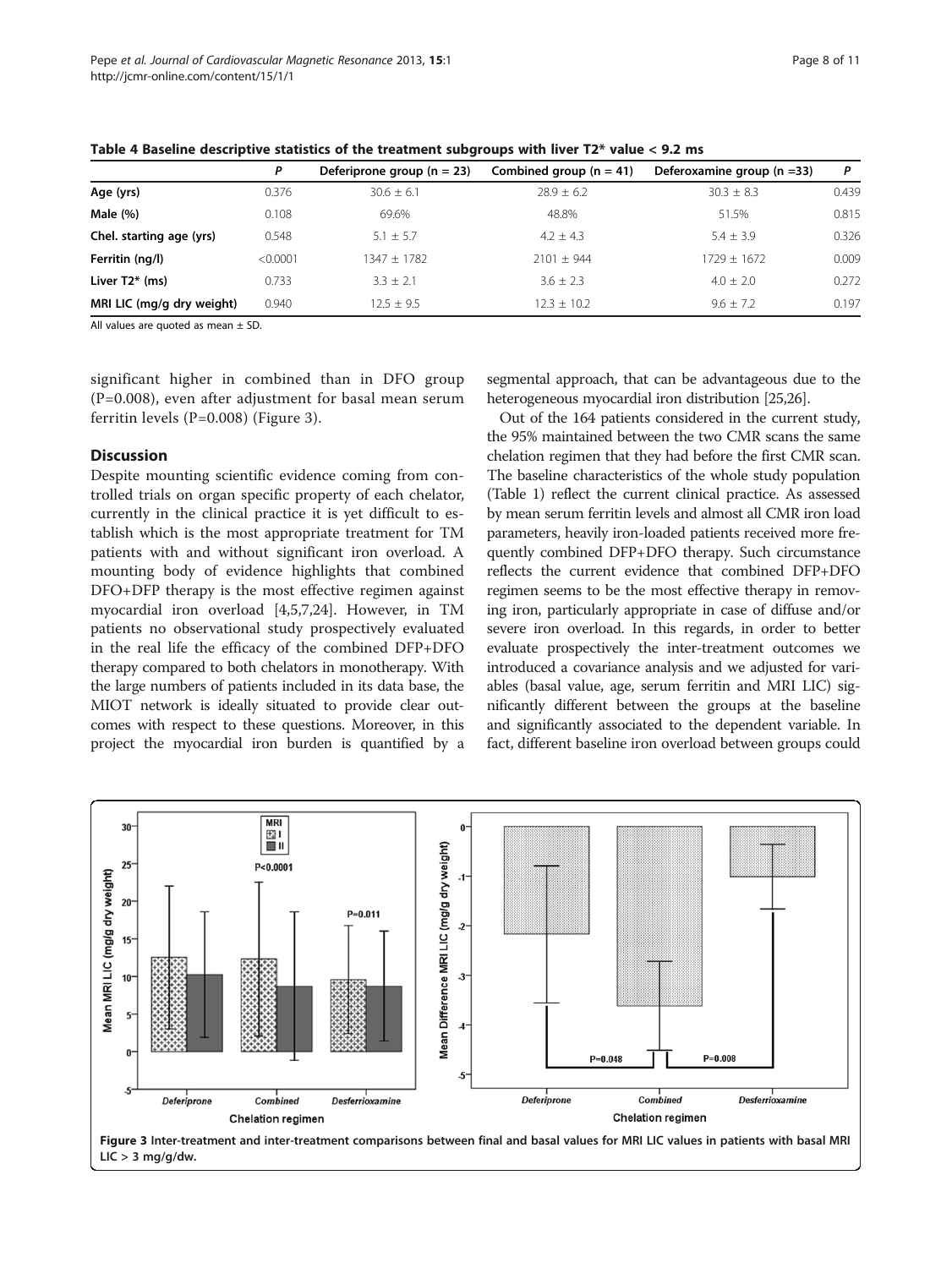**Table 4 Baseline descriptive statistics of the treatment subgroups with liver T2* value < 9.2 ms**

| | P | Deferiprone group (n = 23) | Combined group (n = 41) | Deferoxamine group (n =33) | P |
|---|---|---|---|---|---|
| **Age (yrs)** | 0.376 | 30.6 ± 6.1 | 28.9 ± 6.2 | 30.3 ± 8.3 | 0.439 |
| **Male (%)** | 0.108 | 69.6% | 48.8% | 51.5% | 0.815 |
| **Chel. starting age (yrs)** | 0.548 | 5.1 ± 5.7 | 4.2 ± 4.3 | 5.4 ± 3.9 | 0.326 |
| **Ferritin (ng/l)** | <0.0001 | 1347 ± 1782 | 2101 ± 944 | 1729 ± 1672 | 0.009 |
| **Liver T2* (ms)** | 0.733 | 3.3 ± 2.1 | 3.6 ± 2.3 | 4.0 ± 2.0 | 0.272 |
| **MRI LIC (mg/g dry weight)** | 0.940 | 12.5 ± 9.5 | 12.3 ± 10.2 | 9.6 ± 7.2 | 0.197 |

All values are quoted as mean ± SD.

significant higher in combined than in DFO group (P=0.008), even after adjustment for basal mean serum ferritin levels (P=0.008) (Figure 3).

## Discussion

Despite mounting scientific evidence coming from controlled trials on organ specific property of each chelator, currently in the clinical practice it is yet difficult to establish which is the most appropriate treatment for TM patients with and without significant iron overload. A mounting body of evidence highlights that combined DFO+DFP therapy is the most effective regimen against myocardial iron overload [4,5,7,24]. However, in TM patients no observational study prospectively evaluated in the real life the efficacy of the combined DFP+DFO therapy compared to both chelators in monotherapy. With the large numbers of patients included in its data base, the MIOT network is ideally situated to provide clear outcomes with respect to these questions. Moreover, in this project the myocardial iron burden is quantified by a segmental approach, that can be advantageous due to the heterogeneous myocardial iron distribution [25,26].

Out of the 164 patients considered in the current study, the 95% maintained between the two CMR scans the same chelation regimen that they had before the first CMR scan. The baseline characteristics of the whole study population (Table 1) reflect the current clinical practice. As assessed by mean serum ferritin levels and almost all CMR iron load parameters, heavily iron-loaded patients received more frequently combined DFP+DFO therapy. Such circumstance reflects the current evidence that combined DFP+DFO regimen seems to be the most effective therapy in removing iron, particularly appropriate in case of diffuse and/or severe iron overload. In this regards, in order to better evaluate prospectively the inter-treatment outcomes we introduced a covariance analysis and we adjusted for variables (basal value, age, serum ferritin and MRI LIC) significantly different between the groups at the baseline and significantly associated to the dependent variable. In fact, different baseline iron overload between groups could

**Figure 3** Inter-treatment and inter-treatment comparisons between final and basal values for MRI LIC values in patients with basal MRI LIC > 3 mg/g/dw.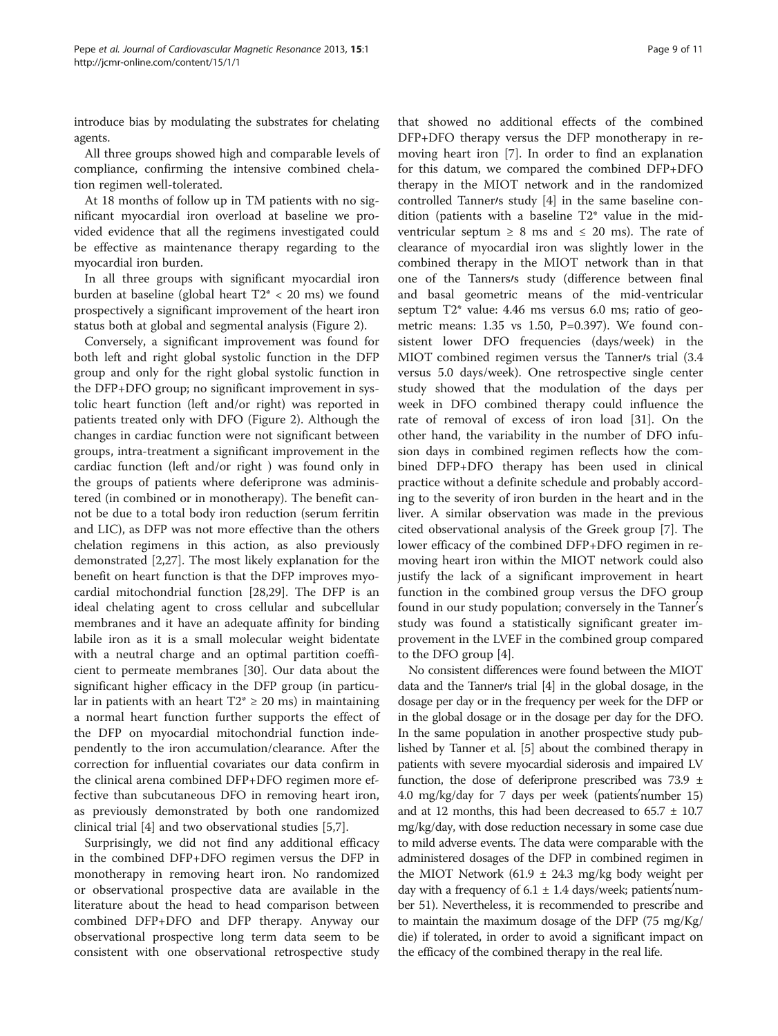introduce bias by modulating the substrates for chelating agents.

All three groups showed high and comparable levels of compliance, confirming the intensive combined chelation regimen well-tolerated.

At 18 months of follow up in TM patients with no significant myocardial iron overload at baseline we provided evidence that all the regimens investigated could be effective as maintenance therapy regarding to the myocardial iron burden.

In all three groups with significant myocardial iron burden at baseline (global heart T2* < 20 ms) we found prospectively a significant improvement of the heart iron status both at global and segmental analysis (Figure 2).

Conversely, a significant improvement was found for both left and right global systolic function in the DFP group and only for the right global systolic function in the DFP+DFO group; no significant improvement in systolic heart function (left and/or right) was reported in patients treated only with DFO (Figure 2). Although the changes in cardiac function were not significant between groups, intra-treatment a significant improvement in the cardiac function (left and/or right ) was found only in the groups of patients where deferiprone was administered (in combined or in monotherapy). The benefit cannot be due to a total body iron reduction (serum ferritin and LIC), as DFP was not more effective than the others chelation regimens in this action, as also previously demonstrated [2,27]. The most likely explanation for the benefit on heart function is that the DFP improves myocardial mitochondrial function [28,29]. The DFP is an ideal chelating agent to cross cellular and subcellular membranes and it have an adequate affinity for binding labile iron as it is a small molecular weight bidentate with a neutral charge and an optimal partition coefficient to permeate membranes [30]. Our data about the significant higher efficacy in the DFP group (in particular in patients with an heart T2* ≥ 20 ms) in maintaining a normal heart function further supports the effect of the DFP on myocardial mitochondrial function independently to the iron accumulation/clearance. After the correction for influential covariates our data confirm in the clinical arena combined DFP+DFO regimen more effective than subcutaneous DFO in removing heart iron, as previously demonstrated by both one randomized clinical trial [4] and two observational studies [5,7].

Surprisingly, we did not find any additional efficacy in the combined DFP+DFO regimen versus the DFP in monotherapy in removing heart iron. No randomized or observational prospective data are available in the literature about the head to head comparison between combined DFP+DFO and DFP therapy. Anyway our observational prospective long term data seem to be consistent with one observational retrospective study that showed no additional effects of the combined DFP+DFO therapy versus the DFP monotherapy in removing heart iron [7]. In order to find an explanation for this datum, we compared the combined DFP+DFO therapy in the MIOT network and in the randomized controlled Tanner′s study [4] in the same baseline condition (patients with a baseline T2* value in the mid-ventricular septum ≥ 8 ms and ≤ 20 ms). The rate of clearance of myocardial iron was slightly lower in the combined therapy in the MIOT network than in that one of the Tanners′s study (difference between final and basal geometric means of the mid-ventricular septum T2* value: 4.46 ms versus 6.0 ms; ratio of geometric means: 1.35 vs 1.50, P=0.397). We found consistent lower DFO frequencies (days/week) in the MIOT combined regimen versus the Tanner′s trial (3.4 versus 5.0 days/week). One retrospective single center study showed that the modulation of the days per week in DFO combined therapy could influence the rate of removal of excess of iron load [31]. On the other hand, the variability in the number of DFO infusion days in combined regimen reflects how the combined DFP+DFO therapy has been used in clinical practice without a definite schedule and probably according to the severity of iron burden in the heart and in the liver. A similar observation was made in the previous cited observational analysis of the Greek group [7]. The lower efficacy of the combined DFP+DFO regimen in removing heart iron within the MIOT network could also justify the lack of a significant improvement in heart function in the combined group versus the DFO group found in our study population; conversely in the Tanner′s study was found a statistically significant greater improvement in the LVEF in the combined group compared to the DFO group [4].

No consistent differences were found between the MIOT data and the Tanner′s trial [4] in the global dosage, in the dosage per day or in the frequency per week for the DFP or in the global dosage or in the dosage per day for the DFO. In the same population in another prospective study published by Tanner et al. [5] about the combined therapy in patients with severe myocardial siderosis and impaired LV function, the dose of deferiprone prescribed was 73.9 ± 4.0 mg/kg/day for 7 days per week (patients′number 15) and at 12 months, this had been decreased to 65.7 ± 10.7 mg/kg/day, with dose reduction necessary in some case due to mild adverse events. The data were comparable with the administered dosages of the DFP in combined regimen in the MIOT Network (61.9 ± 24.3 mg/kg body weight per day with a frequency of 6.1 ± 1.4 days/week; patients′number 51). Nevertheless, it is recommended to prescribe and to maintain the maximum dosage of the DFP (75 mg/Kg/die) if tolerated, in order to avoid a significant impact on the efficacy of the combined therapy in the real life.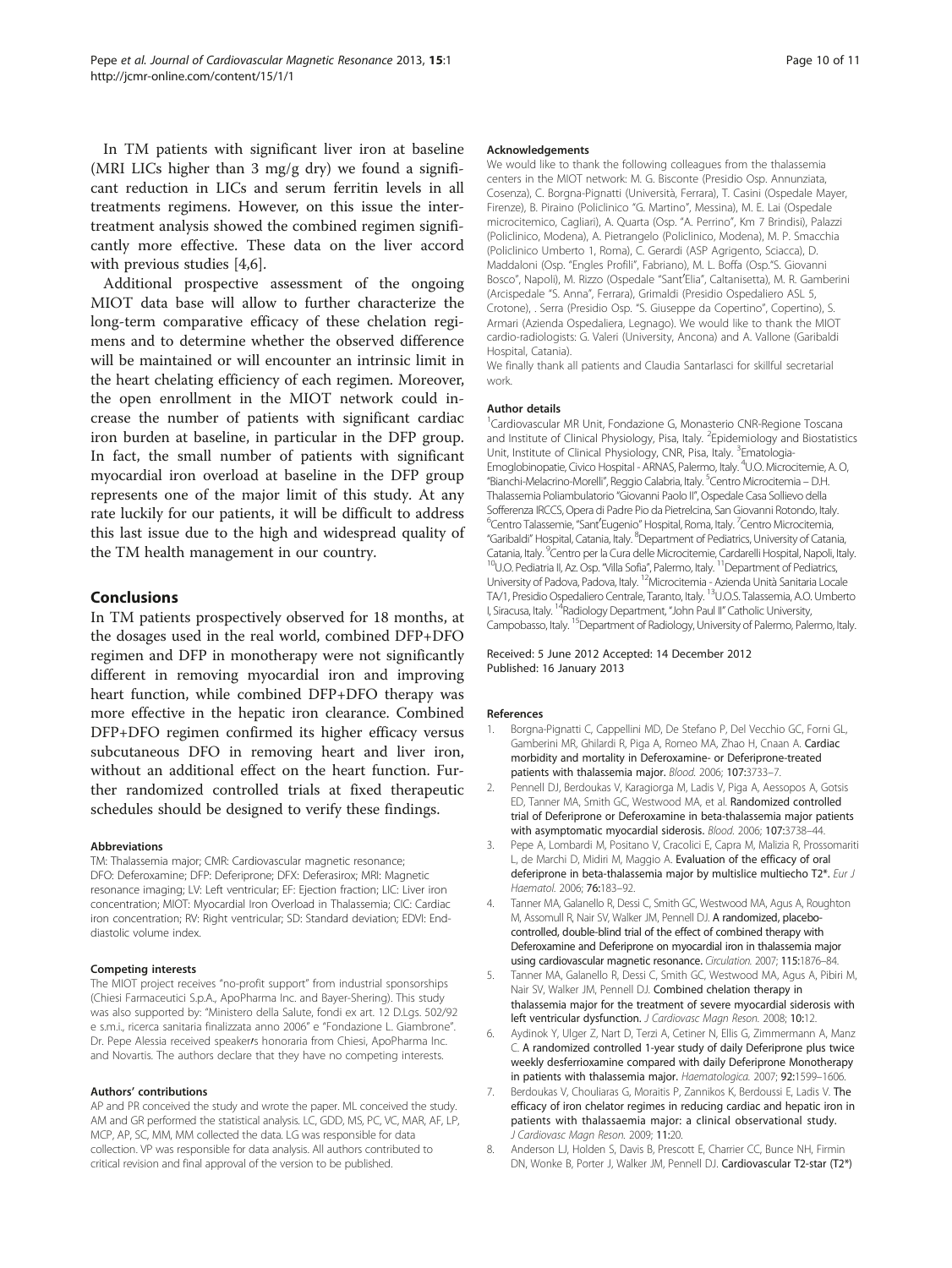In TM patients with significant liver iron at baseline (MRI LICs higher than 3 mg/g dry) we found a significant reduction in LICs and serum ferritin levels in all treatments regimens. However, on this issue the inter-treatment analysis showed the combined regimen significantly more effective. These data on the liver accord with previous studies [4,6].

Additional prospective assessment of the ongoing MIOT data base will allow to further characterize the long-term comparative efficacy of these chelation regimens and to determine whether the observed difference will be maintained or will encounter an intrinsic limit in the heart chelating efficiency of each regimen. Moreover, the open enrollment in the MIOT network could increase the number of patients with significant cardiac iron burden at baseline, in particular in the DFP group. In fact, the small number of patients with significant myocardial iron overload at baseline in the DFP group represents one of the major limit of this study. At any rate luckily for our patients, it will be difficult to address this last issue due to the high and widespread quality of the TM health management in our country.

## Conclusions

In TM patients prospectively observed for 18 months, at the dosages used in the real world, combined DFP+DFO regimen and DFP in monotherapy were not significantly different in removing myocardial iron and improving heart function, while combined DFP+DFO therapy was more effective in the hepatic iron clearance. Combined DFP+DFO regimen confirmed its higher efficacy versus subcutaneous DFO in removing heart and liver iron, without an additional effect on the heart function. Further randomized controlled trials at fixed therapeutic schedules should be designed to verify these findings.

#### Abbreviations

TM: Thalassemia major; CMR: Cardiovascular magnetic resonance; DFO: Deferoxamine; DFP: Deferiprone; DFX: Deferasirox; MRI: Magnetic resonance imaging; LV: Left ventricular; EF: Ejection fraction; LIC: Liver iron concentration; MIOT: Myocardial Iron Overload in Thalassemia; CIC: Cardiac iron concentration; RV: Right ventricular; SD: Standard deviation; EDVI: End-diastolic volume index.

#### Competing interests

The MIOT project receives "no-profit support" from industrial sponsorships (Chiesi Farmaceutici S.p.A., ApoPharma Inc. and Bayer-Shering). This study was also supported by: "Ministero della Salute, fondi ex art. 12 D.Lgs. 502/92 e s.m.i., ricerca sanitaria finalizzata anno 2006" e "Fondazione L. Giambrone". Dr. Pepe Alessia received speaker⁄s honoraria from Chiesi, ApoPharma Inc. and Novartis. The authors declare that they have no competing interests.

#### Authors' contributions

AP and PR conceived the study and wrote the paper. ML conceived the study. AM and GR performed the statistical analysis. LC, GDD, MS, PC, VC, MAR, AF, LP, MCP, AP, SC, MM, MM collected the data. LG was responsible for data collection. VP was responsible for data analysis. All authors contributed to critical revision and final approval of the version to be published.

#### Acknowledgements

We would like to thank the following colleagues from the thalassemia centers in the MIOT network: M. G. Bisconte (Presidio Osp. Annunziata, Cosenza), C. Borgna-Pignatti (Università, Ferrara), T. Casini (Ospedale Mayer, Firenze), B. Piraino (Policlinico "G. Martino", Messina), M. E. Lai (Ospedale microcitemico, Cagliari), A. Quarta (Osp. "A. Perrino", Km 7 Brindisi), Palazzi (Policlinico, Modena), A. Pietrangelo (Policlinico, Modena), M. P. Smacchia (Policlinico Umberto 1, Roma), C. Gerardi (ASP Agrigento, Sciacca), D. Maddaloni (Osp. "Engles Profili", Fabriano), M. L. Boffa (Osp."S. Giovanni Bosco", Napoli), M. Rizzo (Ospedale "Sant'Elia", Caltanisetta), M. R. Gamberini (Arcispedale "S. Anna", Ferrara), Grimaldi (Presidio Ospedaliero ASL 5, Crotone), . Serra (Presidio Osp. "S. Giuseppe da Copertino", Copertino), S. Armari (Azienda Ospedaliera, Legnago). We would like to thank the MIOT cardio-radiologists: G. Valeri (University, Ancona) and A. Vallone (Garibaldi Hospital, Catania).

We finally thank all patients and Claudia Santarlasci for skillful secretarial work.

#### Author details

[1]Cardiovascular MR Unit, Fondazione G, Monasterio CNR-Regione Toscana and Institute of Clinical Physiology, Pisa, Italy. [2]Epidemiology and Biostatistics Unit, Institute of Clinical Physiology, CNR, Pisa, Italy. [3]Ematologia-Emoglobinopatie, Civico Hospital - ARNAS, Palermo, Italy. [4]U.O. Microcitemie, A. O, "Bianchi-Melacrino-Morelli", Reggio Calabria, Italy. [5]Centro Microcitemia – D.H. Thalassemia Poliambulatorio "Giovanni Paolo II", Ospedale Casa Sollievo della Sofferenza IRCCS, Opera di Padre Pio da Pietrelcina, San Giovanni Rotondo, Italy. [6]Centro Talassemie, "Sant'Eugenio" Hospital, Roma, Italy. [7]Centro Microcitemia, "Garibaldi" Hospital, Catania, Italy. [8]Department of Pediatrics, University of Catania, Catania, Italy. [9]Centro per la Cura delle Microcitemie, Cardarelli Hospital, Napoli, Italy. [10]U.O. Pediatria II, Az. Osp. "Villa Sofia", Palermo, Italy. [11]Department of Pediatrics, University of Padova, Padova, Italy. [12]Microcitemia - Azienda Unità Sanitaria Locale TA/1, Presidio Ospedaliero Centrale, Taranto, Italy. [13]U.O.S. Talassemia, A.O. Umberto I, Siracusa, Italy. [14]Radiology Department, "John Paul II" Catholic University, Campobasso, Italy. [15]Department of Radiology, University of Palermo, Palermo, Italy.

Received: 5 June 2012 Accepted: 14 December 2012
Published: 16 January 2013

#### References

1. Borgna-Pignatti C, Cappellini MD, De Stefano P, Del Vecchio GC, Forni GL, Gamberini MR, Ghilardi R, Piga A, Romeo MA, Zhao H, Cnaan A. **Cardiac morbidity and mortality in Deferoxamine- or Deferiprone-treated patients with thalassemia major.** *Blood.* 2006; **107:**3733–7.
2. Pennell DJ, Berdoukas V, Karagiorga M, Ladis V, Piga A, Aessopos A, Gotsis ED, Tanner MA, Smith GC, Westwood MA, et al. **Randomized controlled trial of Deferiprone or Deferoxamine in beta-thalassemia major patients with asymptomatic myocardial siderosis.** *Blood.* 2006; **107:**3738–44.
3. Pepe A, Lombardi M, Positano V, Cracolici E, Capra M, Malizia R, Prossomariti L, de Marchi D, Midiri M, Maggio A. **Evaluation of the efficacy of oral deferiprone in beta-thalassemia major by multislice multiecho T2\*.** *Eur J Haematol.* 2006; **76:**183–92.
4. Tanner MA, Galanello R, Dessi C, Smith GC, Westwood MA, Agus A, Roughton M, Assomull R, Nair SV, Walker JM, Pennell DJ. **A randomized, placebo-controlled, double-blind trial of the effect of combined therapy with Deferoxamine and Deferiprone on myocardial iron in thalassemia major using cardiovascular magnetic resonance.** *Circulation.* 2007; **115:**1876–84.
5. Tanner MA, Galanello R, Dessi C, Smith GC, Westwood MA, Agus A, Pibiri M, Nair SV, Walker JM, Pennell DJ. **Combined chelation therapy in thalassemia major for the treatment of severe myocardial siderosis with left ventricular dysfunction.** *J Cardiovasc Magn Reson.* 2008; **10:**12.
6. Aydinok Y, Ulger Z, Nart D, Terzi A, Cetiner N, Ellis G, Zimmermann A, Manz C. **A randomized controlled 1-year study of daily Deferiprone plus twice weekly desferrioxamine compared with daily Deferiprone Monotherapy in patients with thalassemia major.** *Haematologica.* 2007; **92:**1599–1606.
7. Berdoukas V, Chouliaras G, Moraitis P, Zannikos K, Berdoussi E, Ladis V. **The efficacy of iron chelator regimes in reducing cardiac and hepatic iron in patients with thalassaemia major: a clinical observational study.** *J Cardiovasc Magn Reson.* 2009; **11:**20.
8. Anderson LJ, Holden S, Davis B, Prescott E, Charrier CC, Bunce NH, Firmin DN, Wonke B, Porter J, Walker JM, Pennell DJ. **Cardiovascular T2-star (T2\*)**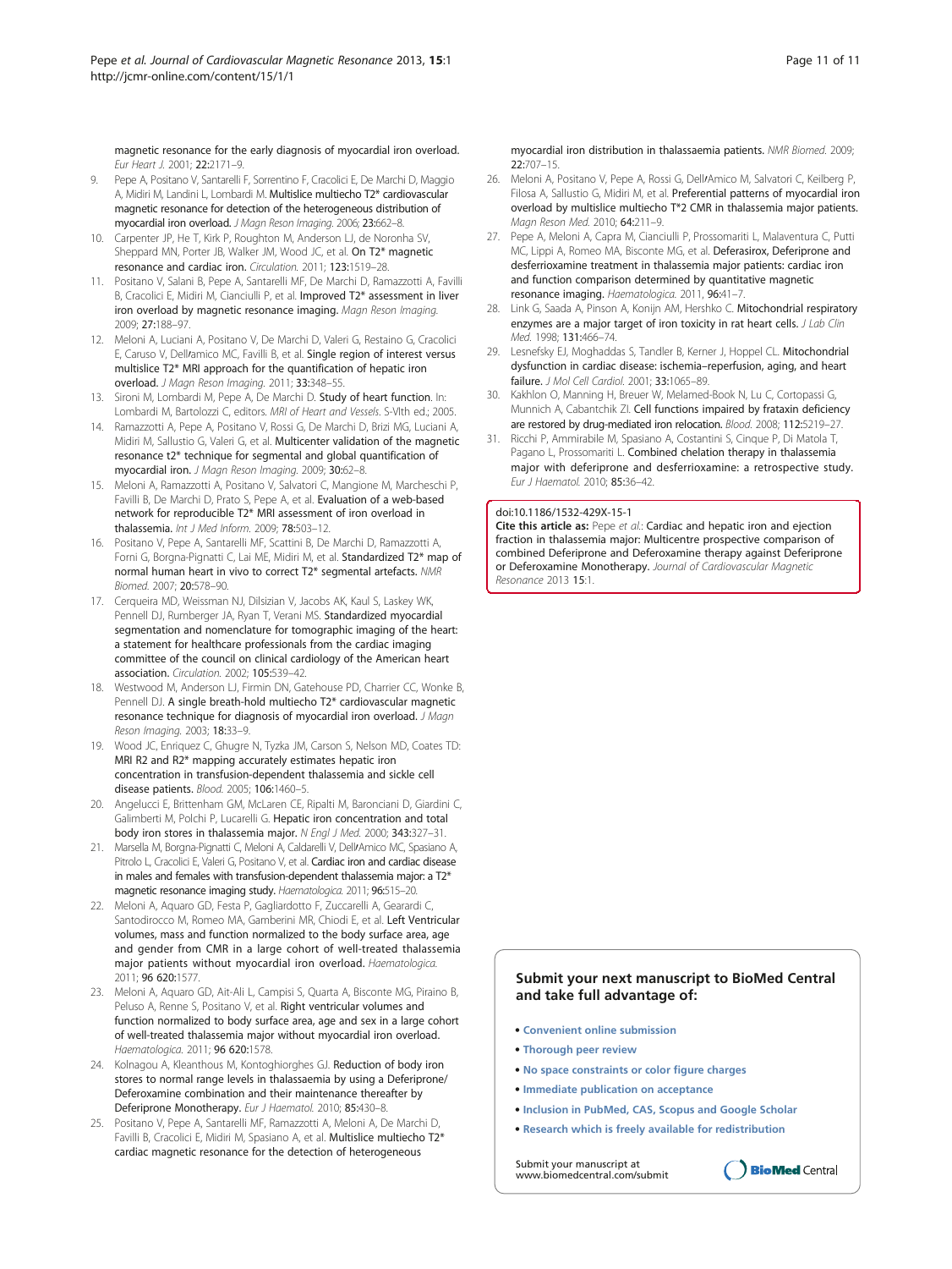magnetic resonance for the early diagnosis of myocardial iron overload. *Eur Heart J.* 2001; **22**:2171–9.

9. Pepe A, Positano V, Santarelli F, Sorrentino F, Cracolici E, De Marchi D, Maggio A, Midiri M, Landini L, Lombardi M. Multislice multiecho T2* cardiovascular magnetic resonance for detection of the heterogeneous distribution of myocardial iron overload. *J Magn Reson Imaging.* 2006; **23**:662–8.
10. Carpenter JP, He T, Kirk P, Roughton M, Anderson LJ, de Noronha SV, Sheppard MN, Porter JB, Walker JM, Wood JC, et al. On T2* magnetic resonance and cardiac iron. *Circulation.* 2011; **123**:1519–28.
11. Positano V, Salani B, Pepe A, Santarelli MF, De Marchi D, Ramazzotti A, Favilli B, Cracolici E, Midiri M, Cianciulli P, et al. Improved T2* assessment in liver iron overload by magnetic resonance imaging. *Magn Reson Imaging.* 2009; **27**:188–97.
12. Meloni A, Luciani A, Positano V, De Marchi D, Valeri G, Restaino G, Cracolici E, Caruso V, Dell'amico MC, Favilli B, et al. Single region of interest versus multislice T2* MRI approach for the quantification of hepatic iron overload. *J Magn Reson Imaging.* 2011; **33**:348–55.
13. Sironi M, Lombardi M, Pepe A, De Marchi D. Study of heart function. In: Lombardi M, Bartolozzi C, editors. *MRI of Heart and Vessels*. S-Vlth ed.; 2005.
14. Ramazzotti A, Pepe A, Positano V, Rossi G, De Marchi D, Brizi MG, Luciani A, Midiri M, Sallustio G, Valeri G, et al. Multicenter validation of the magnetic resonance t2* technique for segmental and global quantification of myocardial iron. *J Magn Reson Imaging.* 2009; **30**:62–8.
15. Meloni A, Ramazzotti A, Positano V, Salvatori C, Mangione M, Marcheschi P, Favilli B, De Marchi D, Prato S, Pepe A, et al. Evaluation of a web-based network for reproducible T2* MRI assessment of iron overload in thalassemia. *Int J Med Inform.* 2009; **78**:503–12.
16. Positano V, Pepe A, Santarelli MF, Scattini B, De Marchi D, Ramazzotti A, Forni G, Borgna-Pignatti C, Lai ME, Midiri M, et al. Standardized T2* map of normal human heart in vivo to correct T2* segmental artefacts. *NMR Biomed.* 2007; **20**:578–90.
17. Cerqueira MD, Weissman NJ, Dilsizian V, Jacobs AK, Kaul S, Laskey WK, Pennell DJ, Rumberger JA, Ryan T, Verani MS. Standardized myocardial segmentation and nomenclature for tomographic imaging of the heart: a statement for healthcare professionals from the cardiac imaging committee of the council on clinical cardiology of the American heart association. *Circulation.* 2002; **105**:539–42.
18. Westwood M, Anderson LJ, Firmin DN, Gatehouse PD, Charrier CC, Wonke B, Pennell DJ. A single breath-hold multiecho T2* cardiovascular magnetic resonance technique for diagnosis of myocardial iron overload. *J Magn Reson Imaging.* 2003; **18**:33–9.
19. Wood JC, Enriquez C, Ghugre N, Tyzka JM, Carson S, Nelson MD, Coates TD: MRI R2 and R2* mapping accurately estimates hepatic iron concentration in transfusion-dependent thalassemia and sickle cell disease patients. *Blood.* 2005; **106**:1460–5.
20. Angelucci E, Brittenham GM, McLaren CE, Ripalti M, Baronciani D, Giardini C, Galimberti M, Polchi P, Lucarelli G. Hepatic iron concentration and total body iron stores in thalassemia major. *N Engl J Med.* 2000; **343**:327–31.
21. Marsella M, Borgna-Pignatti C, Meloni A, Caldarelli V, Dell'Amico MC, Spasiano A, Pitrolo L, Cracolici E, Valeri G, Positano V, et al. Cardiac iron and cardiac disease in males and females with transfusion-dependent thalassemia major: a T2* magnetic resonance imaging study. *Haematologica.* 2011; **96**:515–20.
22. Meloni A, Aquaro GD, Festa P, Gagliardotto F, Zuccarelli A, Gearardi C, Santodirocco M, Romeo MA, Gamberini MR, Chiodi E, et al. Left Ventricular volumes, mass and function normalized to the body surface area, age and gender from CMR in a large cohort of well-treated thalassemia major patients without myocardial iron overload. *Haematologica.* 2011; **96** 620:1577.
23. Meloni A, Aquaro GD, Ait-Ali L, Campisi S, Quarta A, Bisconte MG, Piraino B, Peluso A, Renne S, Positano V, et al. Right ventricular volumes and function normalized to body surface area, age and sex in a large cohort of well-treated thalassemia major without myocardial iron overload. *Haematologica.* 2011; **96** 620:1578.
24. Kolnagou A, Kleanthous M, Kontoghiorghes GJ. Reduction of body iron stores to normal range levels in thalassaemia by using a Deferiprone/ Deferoxamine combination and their maintenance thereafter by Deferiprone Monotherapy. *Eur J Haematol.* 2010; **85**:430–8.
25. Positano V, Pepe A, Santarelli MF, Ramazzotti A, Meloni A, De Marchi D, Favilli B, Cracolici E, Midiri M, Spasiano A, et al. Multislice multiecho T2* cardiac magnetic resonance for the detection of heterogeneous myocardial iron distribution in thalassaemia patients. *NMR Biomed.* 2009; **22**:707–15.
26. Meloni A, Positano V, Pepe A, Rossi G, Dell'Amico M, Salvatori C, Keilberg P, Filosa A, Sallustio G, Midiri M, et al. Preferential patterns of myocardial iron overload by multislice multiecho T*2 CMR in thalassemia major patients. *Magn Reson Med.* 2010; **64**:211–9.
27. Pepe A, Meloni A, Capra M, Cianciulli P, Prossomariti L, Malaventura C, Putti MC, Lippi A, Romeo MA, Bisconte MG, et al. Deferasirox, Deferiprone and desferrioxamine treatment in thalassemia major patients: cardiac iron and function comparison determined by quantitative magnetic resonance imaging. *Haematologica.* 2011, **96**:41–7.
28. Link G, Saada A, Pinson A, Konijn AM, Hershko C. Mitochondrial respiratory enzymes are a major target of iron toxicity in rat heart cells. *J Lab Clin Med.* 1998; **131**:466–74.
29. Lesnefsky EJ, Moghaddas S, Tandler B, Kerner J, Hoppel CL. Mitochondrial dysfunction in cardiac disease: ischemia–reperfusion, aging, and heart failure. *J Mol Cell Cardiol.* 2001; **33**:1065–89.
30. Kakhlon O, Manning H, Breuer W, Melamed-Book N, Lu C, Cortopassi G, Munnich A, Cabantchik ZI. Cell functions impaired by frataxin deficiency are restored by drug-mediated iron relocation. *Blood.* 2008; **112**:5219–27.
31. Ricchi P, Ammirabile M, Spasiano A, Costantini S, Cinque P, Di Matola T, Pagano L, Prossomariti L. Combined chelation therapy in thalassemia major with deferiprone and desferrioxamine: a retrospective study. *Eur J Haematol.* 2010; **85**:36–42.

doi:10.1186/1532-429X-15-1

**Cite this article as:** Pepe *et al.*: Cardiac and hepatic iron and ejection fraction in thalassemia major: Multicentre prospective comparison of combined Deferiprone and Deferoxamine therapy against Deferiprone or Deferoxamine Monotherapy. *Journal of Cardiovascular Magnetic Resonance* 2013 **15**:1.

**Submit your next manuscript to BioMed Central and take full advantage of:**

- Convenient online submission
- Thorough peer review
- No space constraints or color figure charges
- Immediate publication on acceptance
- Inclusion in PubMed, CAS, Scopus and Google Scholar
- Research which is freely available for redistribution

Submit your manuscript at www.biomedcentral.com/submit

BioMed Central